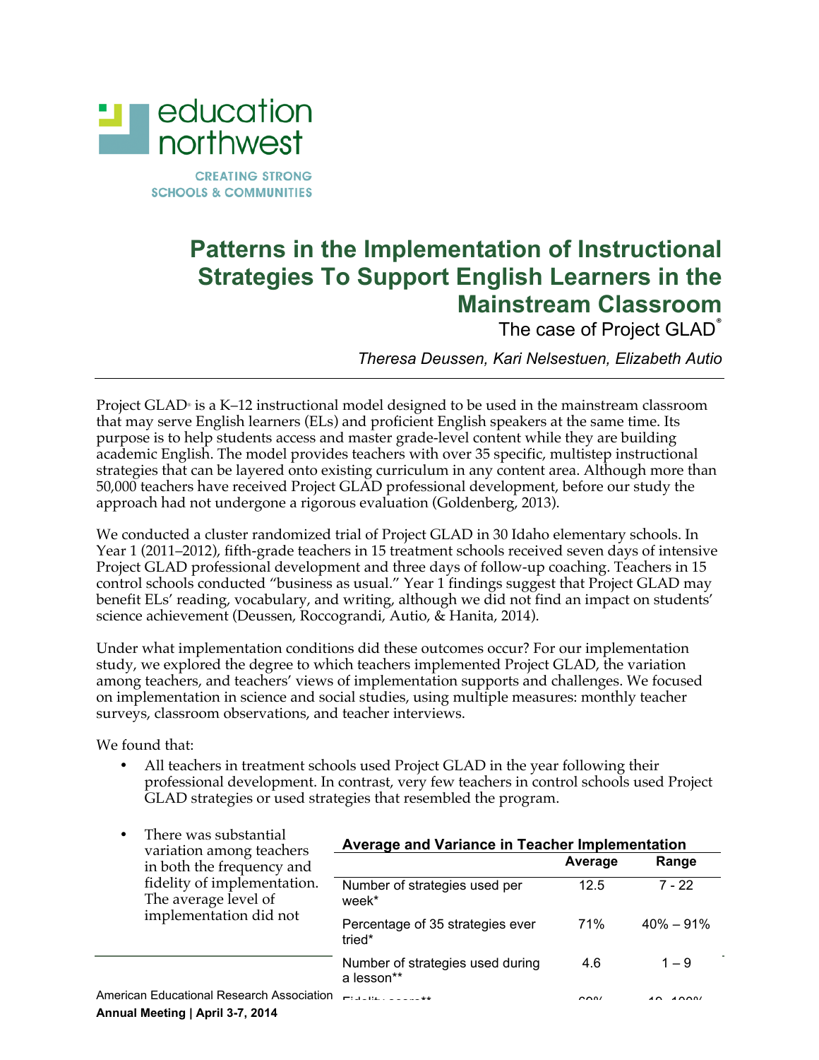# Patterns in the Implementation of Instructional Strategies To Support English Learners in the Mainstream Classroom

The case of Project GLAD®

*Theresa Deussen, Kari Nelsestuen, Elizabeth Autio*

Project GLAD® is a K–12 instructional model designed to be used in the mainstream classroom that may serve English learners (ELs) and proficient English speakers at the same time. Its purpose is to help students access and master grade-level content while they are building academic English. The model provides teachers with over 35 specific, multistep instructional strategies that can be layered onto existing curriculum in any content area. Although more than 50,000 teachers have received Project GLAD professional development, before our study the approach had not undergone a rigorous evaluation (Goldenberg, 2013).

We conducted a cluster randomized trial of Project GLAD in 30 Idaho elementary schools. In Year 1 (2011–2012), fifth-grade teachers in 15 treatment schools received seven days of intensive Project GLAD professional development and three days of follow-up coaching. Teachers in 15 control schools conducted "business as usual." Year 1 findings suggest that Project GLAD may benefit ELs' reading, vocabulary, and writing, although we did not find an impact on students' science achievement (Deussen, Roccograndi, Autio, & Hanita, 2014).

Under what implementation conditions did these outcomes occur? For our implementation study, we explored the degree to which teachers implemented Project GLAD, the variation among teachers, and teachers' views of implementation supports and challenges. We focused on implementation in science and social studies, using multiple measures: monthly teacher surveys, classroom observations, and teacher interviews.

We found that:

- All teachers in treatment schools used Project GLAD in the year following their professional development. In contrast, very few teachers in control schools used Project GLAD strategies or used strategies that resembled the program.
- There was substantial variation among teachers in both the frequency and fidelity of implementation. The average level of implementation did not

**Average and Variance in Teacher Implementation**

| | Average | Range |
|---|---|---|
| Number of strategies used per week* | 12.5 | 7 - 22 |
| Percentage of 35 strategies ever tried* | 71% | 40% – 91% |
| Number of strategies used during a lesson** | 4.6 | 1 – 9 |
| Fidelity score** | 60% | 10 - 100% |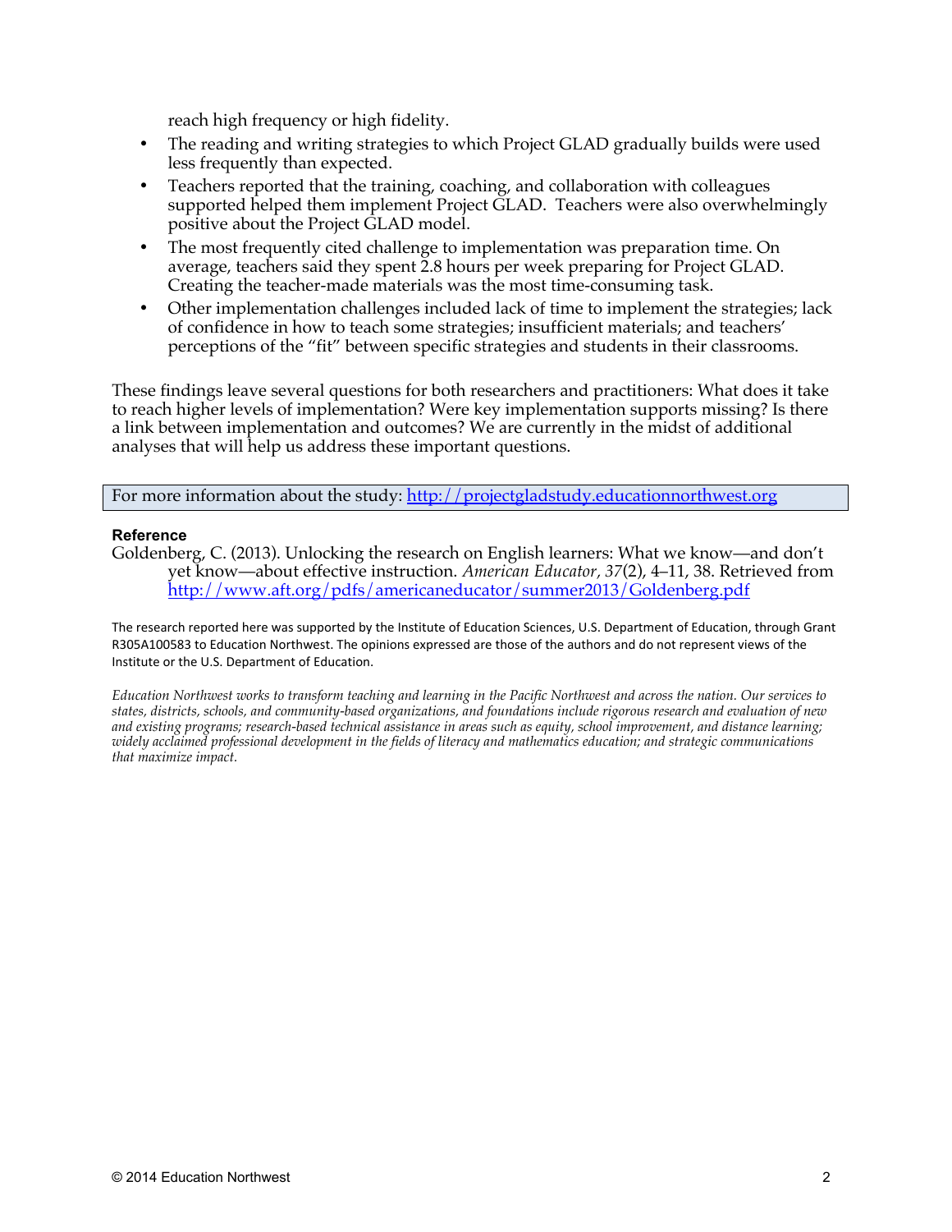reach high frequency or high fidelity.

- The reading and writing strategies to which Project GLAD gradually builds were used less frequently than expected.
- Teachers reported that the training, coaching, and collaboration with colleagues supported helped them implement Project GLAD. Teachers were also overwhelmingly positive about the Project GLAD model.
- The most frequently cited challenge to implementation was preparation time. On average, teachers said they spent 2.8 hours per week preparing for Project GLAD. Creating the teacher-made materials was the most time-consuming task.
- Other implementation challenges included lack of time to implement the strategies; lack of confidence in how to teach some strategies; insufficient materials; and teachers' perceptions of the "fit" between specific strategies and students in their classrooms.

These findings leave several questions for both researchers and practitioners: What does it take to reach higher levels of implementation? Were key implementation supports missing? Is there a link between implementation and outcomes? We are currently in the midst of additional analyses that will help us address these important questions.

For more information about the study: http://projectgladstudy.educationnorthwest.org

**Reference**

Goldenberg, C. (2013). Unlocking the research on English learners: What we know—and don't yet know—about effective instruction. *American Educator, 37*(2), 4–11, 38. Retrieved from http://www.aft.org/pdfs/americaneducator/summer2013/Goldenberg.pdf

The research reported here was supported by the Institute of Education Sciences, U.S. Department of Education, through Grant R305A100583 to Education Northwest. The opinions expressed are those of the authors and do not represent views of the Institute or the U.S. Department of Education.

*Education Northwest works to transform teaching and learning in the Pacific Northwest and across the nation. Our services to states, districts, schools, and community-based organizations, and foundations include rigorous research and evaluation of new and existing programs; research-based technical assistance in areas such as equity, school improvement, and distance learning; widely acclaimed professional development in the fields of literacy and mathematics education; and strategic communications that maximize impact.*

© 2014 Education Northwest